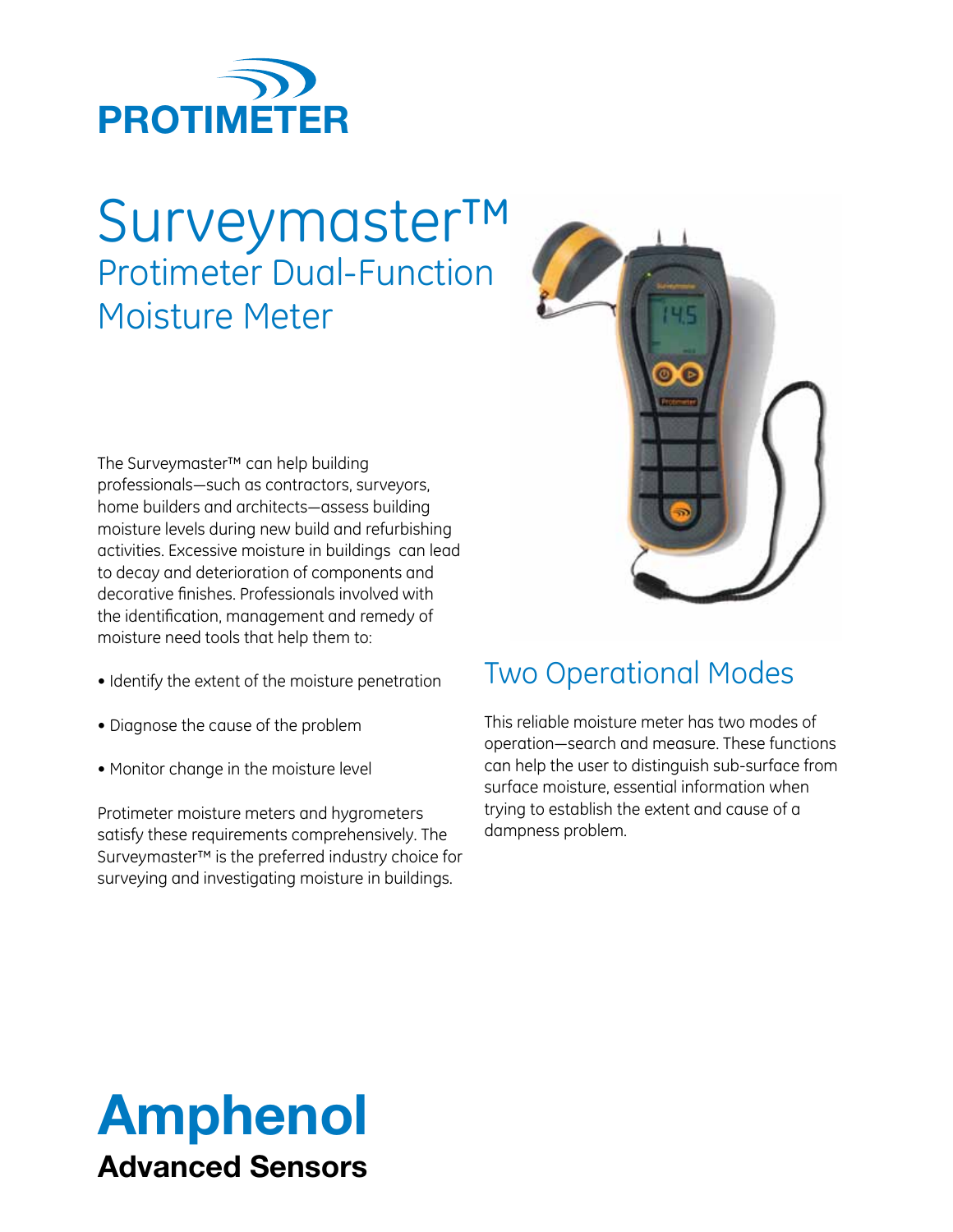PROTIMETER

# Surveymaster™

## Protimeter Dual-Function Moisture Meter

The Surveymaster™ can help building professionals—such as contractors, surveyors, home builders and architects—assess building moisture levels during new build and refurbishing activities. Excessive moisture in buildings can lead to decay and deterioration of components and decorative finishes. Professionals involved with the identification, management and remedy of moisture need tools that help them to:

- Identify the extent of the moisture penetration
- Diagnose the cause of the problem
- Monitor change in the moisture level

Protimeter moisture meters and hygrometers satisfy these requirements comprehensively. The Surveymaster™ is the preferred industry choice for surveying and investigating moisture in buildings.

## Two Operational Modes

This reliable moisture meter has two modes of operation—search and measure. These functions can help the user to distinguish sub-surface from surface moisture, essential information when trying to establish the extent and cause of a dampness problem.

**Amphenol**
**Advanced Sensors**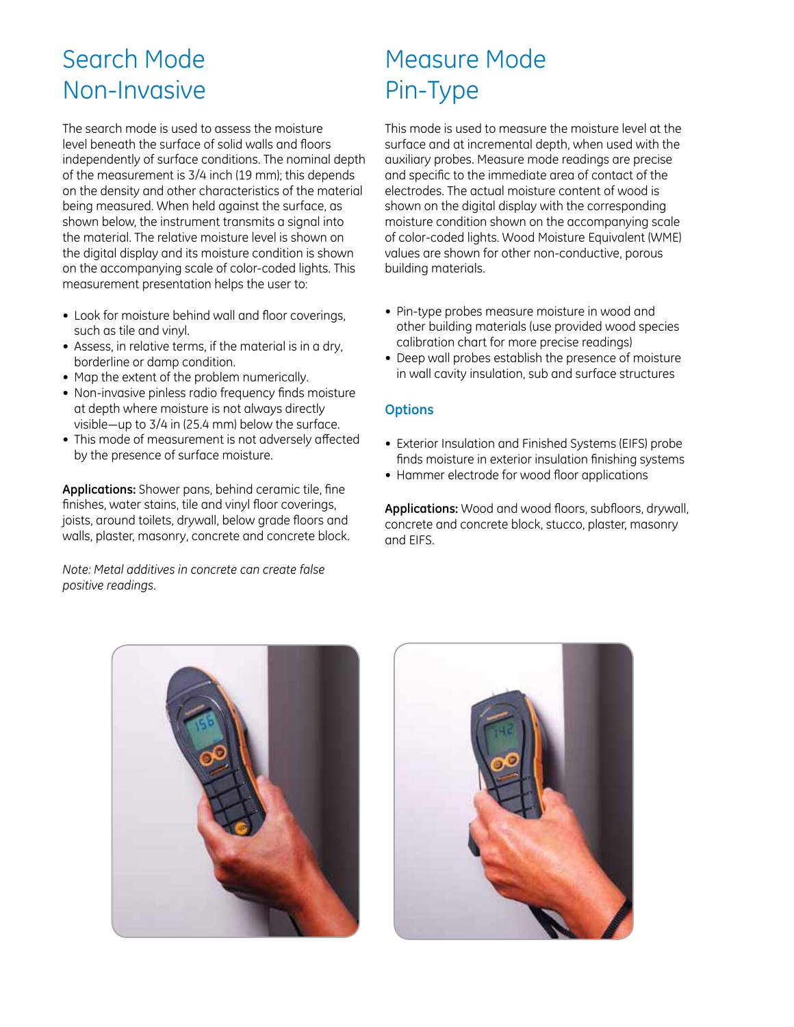# Search Mode Non-Invasive

The search mode is used to assess the moisture level beneath the surface of solid walls and floors independently of surface conditions. The nominal depth of the measurement is 3/4 inch (19 mm); this depends on the density and other characteristics of the material being measured. When held against the surface, as shown below, the instrument transmits a signal into the material. The relative moisture level is shown on the digital display and its moisture condition is shown on the accompanying scale of color-coded lights. This measurement presentation helps the user to:

- Look for moisture behind wall and floor coverings, such as tile and vinyl.
- Assess, in relative terms, if the material is in a dry, borderline or damp condition.
- Map the extent of the problem numerically.
- Non-invasive pinless radio frequency finds moisture at depth where moisture is not always directly visible—up to 3/4 in (25.4 mm) below the surface.
- This mode of measurement is not adversely affected by the presence of surface moisture.

**Applications:** Shower pans, behind ceramic tile, fine finishes, water stains, tile and vinyl floor coverings, joists, around toilets, drywall, below grade floors and walls, plaster, masonry, concrete and concrete block.

*Note: Metal additives in concrete can create false positive readings.*

# Measure Mode Pin-Type

This mode is used to measure the moisture level at the surface and at incremental depth, when used with the auxiliary probes. Measure mode readings are precise and specific to the immediate area of contact of the electrodes. The actual moisture content of wood is shown on the digital display with the corresponding moisture condition shown on the accompanying scale of color-coded lights. Wood Moisture Equivalent (WME) values are shown for other non-conductive, porous building materials.

- Pin-type probes measure moisture in wood and other building materials (use provided wood species calibration chart for more precise readings)
- Deep wall probes establish the presence of moisture in wall cavity insulation, sub and surface structures

### Options

- Exterior Insulation and Finished Systems (EIFS) probe finds moisture in exterior insulation finishing systems
- Hammer electrode for wood floor applications

**Applications:** Wood and wood floors, subfloors, drywall, concrete and concrete block, stucco, plaster, masonry and EIFS.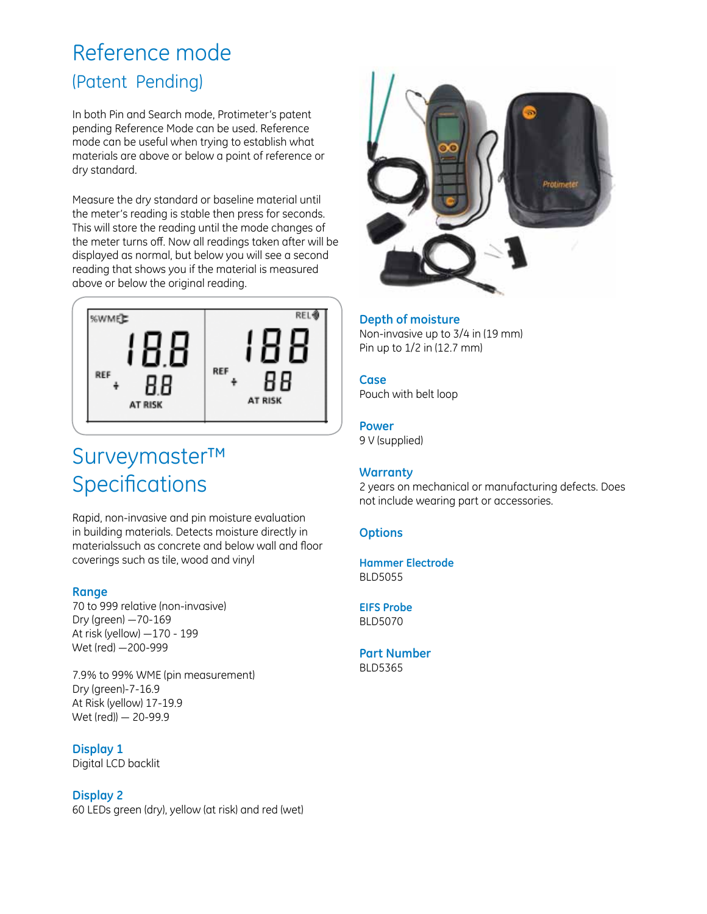# Reference mode

## (Patent Pending)

In both Pin and Search mode, Protimeter's patent pending Reference Mode can be used. Reference mode can be useful when trying to establish what materials are above or below a point of reference or dry standard.

Measure the dry standard or baseline material until the meter's reading is stable then press for seconds. This will store the reading until the mode changes of the meter turns off. Now all readings taken after will be displayed as normal, but below you will see a second reading that shows you if the material is measured above or below the original reading.

# Surveymaster™ Specifications

Rapid, non-invasive and pin moisture evaluation in building materials. Detects moisture directly in materialssuch as concrete and below wall and floor coverings such as tile, wood and vinyl

### Range

70 to 999 relative (non-invasive)
Dry (green) —70-169
At risk (yellow) —170 - 199
Wet (red) —200-999

7.9% to 99% WME (pin measurement)
Dry (green)-7-16.9
At Risk (yellow) 17-19.9
Wet (red)) — 20-99.9

### Display 1

Digital LCD backlit

### Display 2

60 LEDs green (dry), yellow (at risk) and red (wet)

### Depth of moisture

Non-invasive up to 3/4 in (19 mm)
Pin up to 1/2 in (12.7 mm)

### Case

Pouch with belt loop

### Power

9 V (supplied)

### Warranty

2 years on mechanical or manufacturing defects. Does not include wearing part or accessories.

### Options

### Hammer Electrode

BLD5055

### EIFS Probe

BLD5070

### Part Number

BLD5365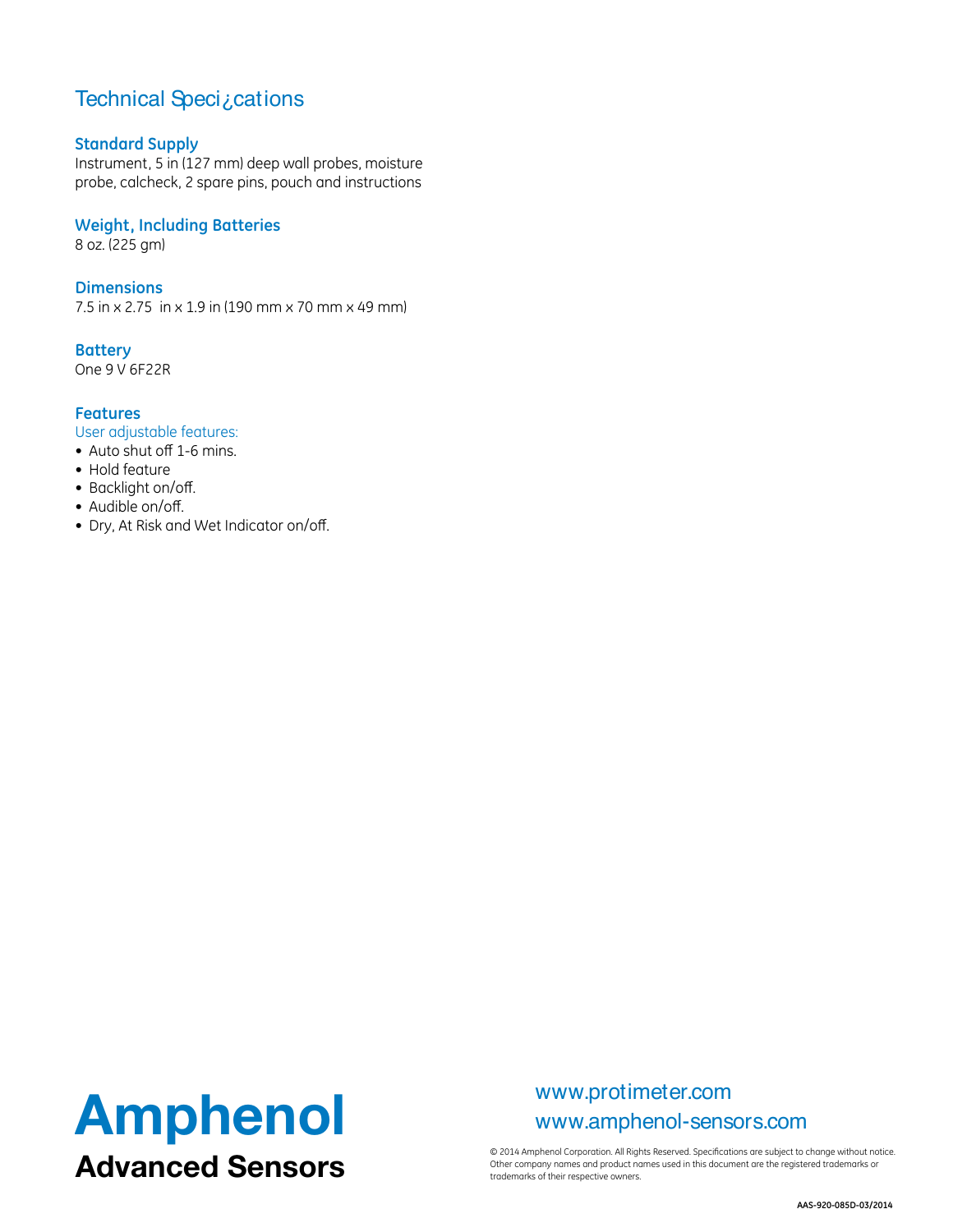# Technical Speci¿cations

### Standard Supply

Instrument, 5 in (127 mm) deep wall probes, moisture probe, calcheck, 2 spare pins, pouch and instructions

### Weight, Including Batteries

8 oz. (225 gm)

### Dimensions

7.5 in x 2.75 in x 1.9 in (190 mm x 70 mm x 49 mm)

### Battery

One 9 V 6F22R

### Features

User adjustable features:

- Auto shut off 1-6 mins.
- Hold feature
- Backlight on/off.
- Audible on/off.
- Dry, At Risk and Wet Indicator on/off.

**Amphenol**
**Advanced Sensors**

www.protimeter.com
www.amphenol-sensors.com

© 2014 Amphenol Corporation. All Rights Reserved. Specifications are subject to change without notice. Other company names and product names used in this document are the registered trademarks or trademarks of their respective owners.

AAS-920-085D-03/2014